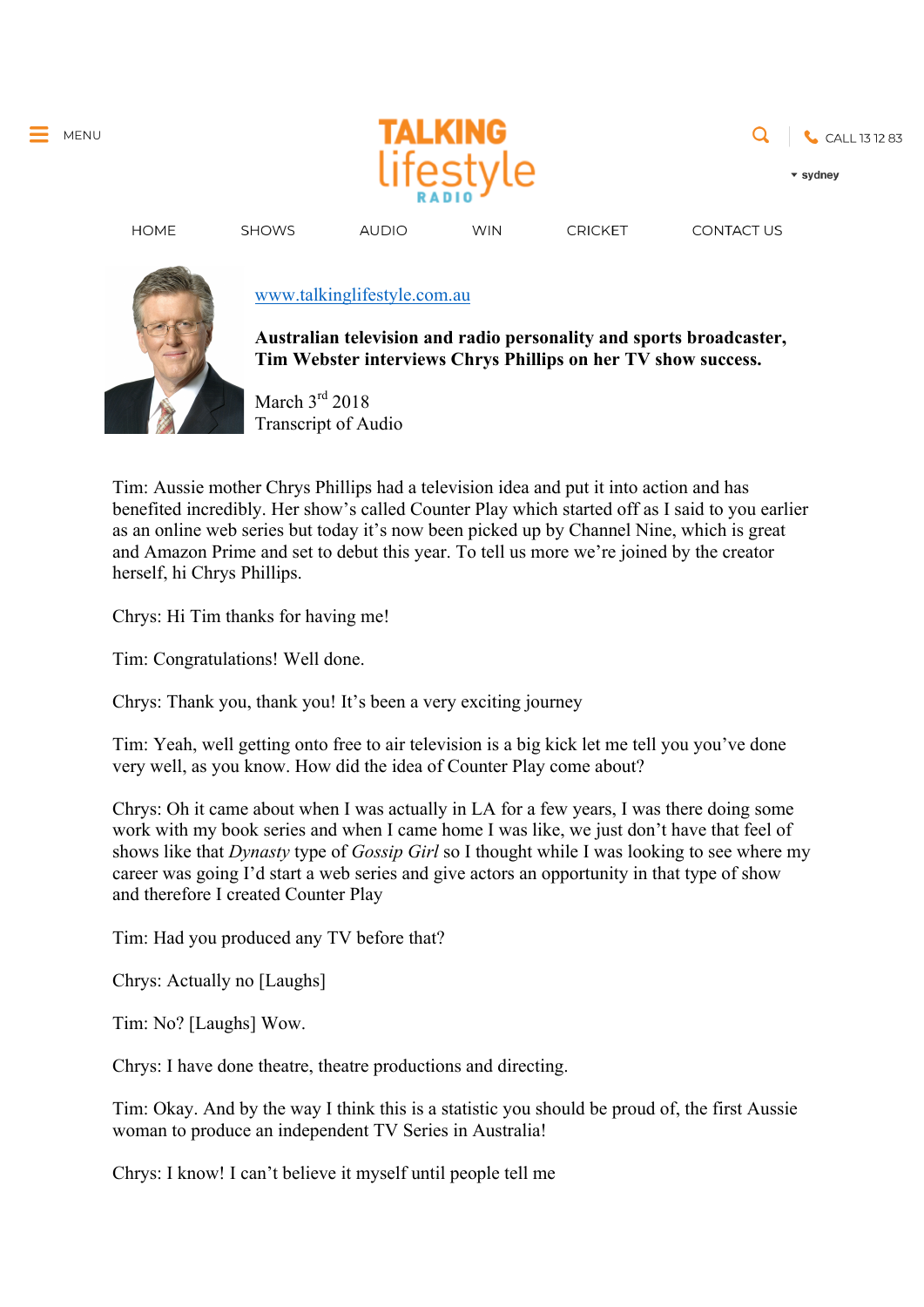TALKING lifestyle RADIO

MENU | CALL 13 12 83 | sydney

HOME SHOWS AUDIO WIN CRICKET CONTACT US

www.talkinglifestyle.com.au

**Australian television and radio personality and sports broadcaster, Tim Webster interviews Chrys Phillips on her TV show success.**

March 3rd 2018
Transcript of Audio

Tim: Aussie mother Chrys Phillips had a television idea and put it into action and has benefited incredibly. Her show's called Counter Play which started off as I said to you earlier as an online web series but today it's now been picked up by Channel Nine, which is great and Amazon Prime and set to debut this year. To tell us more we're joined by the creator herself, hi Chrys Phillips.

Chrys: Hi Tim thanks for having me!

Tim: Congratulations! Well done.

Chrys: Thank you, thank you! It's been a very exciting journey

Tim: Yeah, well getting onto free to air television is a big kick let me tell you you've done very well, as you know. How did the idea of Counter Play come about?

Chrys: Oh it came about when I was actually in LA for a few years, I was there doing some work with my book series and when I came home I was like, we just don't have that feel of shows like that *Dynasty* type of *Gossip Girl* so I thought while I was looking to see where my career was going I'd start a web series and give actors an opportunity in that type of show and therefore I created Counter Play

Tim: Had you produced any TV before that?

Chrys: Actually no [Laughs]

Tim: No? [Laughs] Wow.

Chrys: I have done theatre, theatre productions and directing.

Tim: Okay. And by the way I think this is a statistic you should be proud of, the first Aussie woman to produce an independent TV Series in Australia!

Chrys: I know! I can't believe it myself until people tell me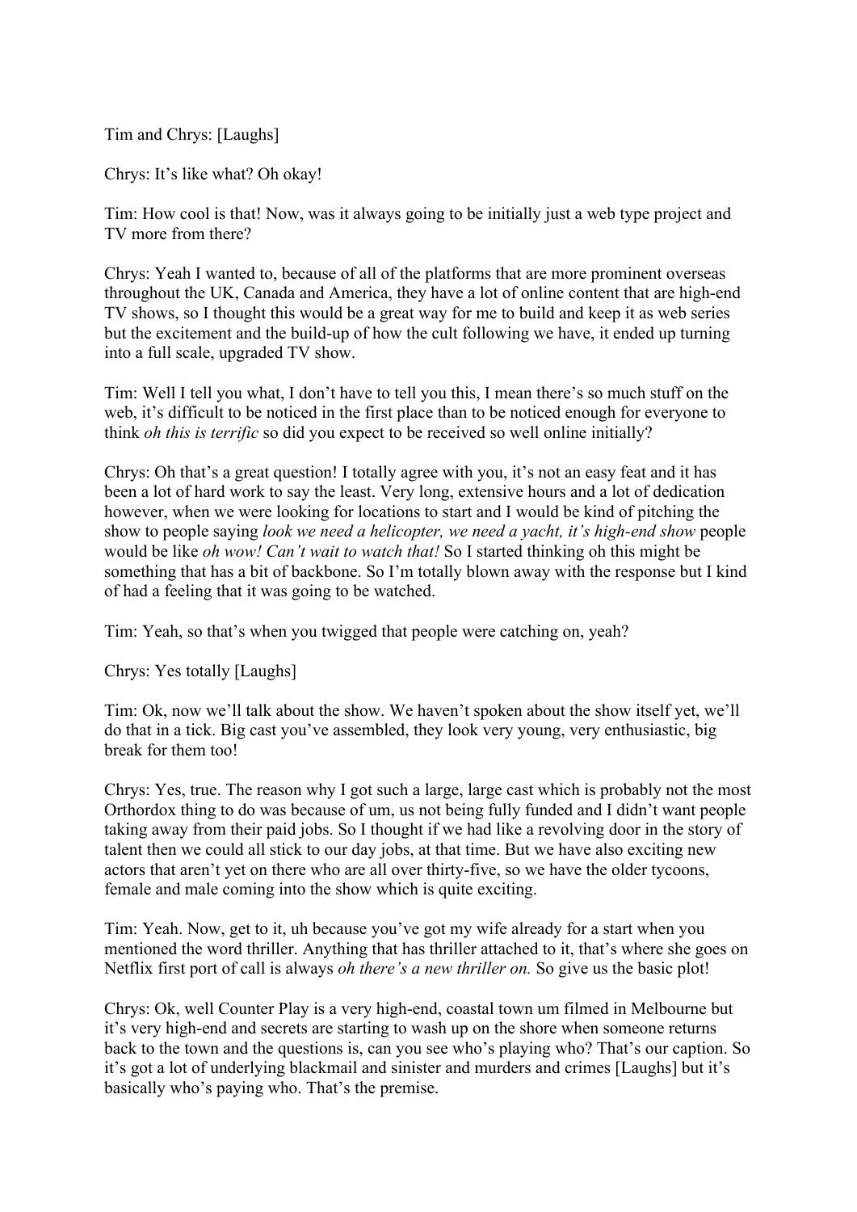Tim and Chrys: [Laughs]

Chrys: It's like what? Oh okay!

Tim: How cool is that! Now, was it always going to be initially just a web type project and TV more from there?

Chrys: Yeah I wanted to, because of all of the platforms that are more prominent overseas throughout the UK, Canada and America, they have a lot of online content that are high-end TV shows, so I thought this would be a great way for me to build and keep it as web series but the excitement and the build-up of how the cult following we have, it ended up turning into a full scale, upgraded TV show.

Tim: Well I tell you what, I don't have to tell you this, I mean there's so much stuff on the web, it's difficult to be noticed in the first place than to be noticed enough for everyone to think *oh this is terrific* so did you expect to be received so well online initially?

Chrys: Oh that's a great question! I totally agree with you, it's not an easy feat and it has been a lot of hard work to say the least. Very long, extensive hours and a lot of dedication however, when we were looking for locations to start and I would be kind of pitching the show to people saying *look we need a helicopter, we need a yacht, it's high-end show* people would be like *oh wow! Can't wait to watch that!* So I started thinking oh this might be something that has a bit of backbone. So I'm totally blown away with the response but I kind of had a feeling that it was going to be watched.

Tim: Yeah, so that's when you twigged that people were catching on, yeah?

Chrys: Yes totally [Laughs]

Tim: Ok, now we'll talk about the show. We haven't spoken about the show itself yet, we'll do that in a tick. Big cast you've assembled, they look very young, very enthusiastic, big break for them too!

Chrys: Yes, true. The reason why I got such a large, large cast which is probably not the most Orthordox thing to do was because of um, us not being fully funded and I didn't want people taking away from their paid jobs. So I thought if we had like a revolving door in the story of talent then we could all stick to our day jobs, at that time. But we have also exciting new actors that aren't yet on there who are all over thirty-five, so we have the older tycoons, female and male coming into the show which is quite exciting.

Tim: Yeah. Now, get to it, uh because you've got my wife already for a start when you mentioned the word thriller. Anything that has thriller attached to it, that's where she goes on Netflix first port of call is always *oh there's a new thriller on.* So give us the basic plot!

Chrys: Ok, well Counter Play is a very high-end, coastal town um filmed in Melbourne but it's very high-end and secrets are starting to wash up on the shore when someone returns back to the town and the questions is, can you see who's playing who? That's our caption. So it's got a lot of underlying blackmail and sinister and murders and crimes [Laughs] but it's basically who's paying who. That's the premise.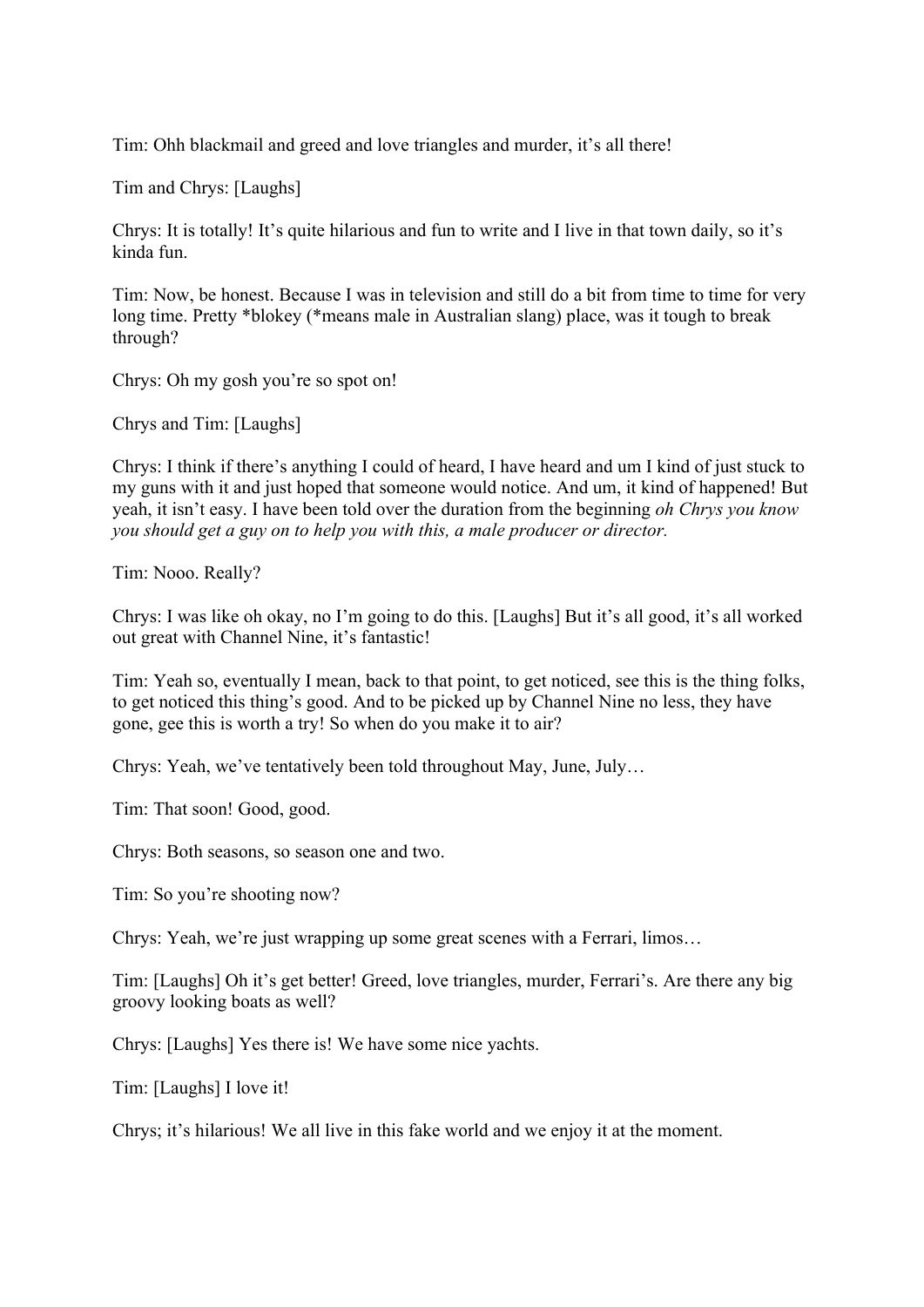Tim: Ohh blackmail and greed and love triangles and murder, it's all there!

Tim and Chrys: [Laughs]

Chrys: It is totally! It's quite hilarious and fun to write and I live in that town daily, so it's kinda fun.

Tim: Now, be honest. Because I was in television and still do a bit from time to time for very long time. Pretty *blokey (*means male in Australian slang) place, was it tough to break through?

Chrys: Oh my gosh you're so spot on!

Chrys and Tim: [Laughs]

Chrys: I think if there's anything I could of heard, I have heard and um I kind of just stuck to my guns with it and just hoped that someone would notice. And um, it kind of happened! But yeah, it isn't easy. I have been told over the duration from the beginning *oh Chrys you know you should get a guy on to help you with this, a male producer or director.*

Tim: Nooo. Really?

Chrys: I was like oh okay, no I'm going to do this. [Laughs] But it's all good, it's all worked out great with Channel Nine, it's fantastic!

Tim: Yeah so, eventually I mean, back to that point, to get noticed, see this is the thing folks, to get noticed this thing's good. And to be picked up by Channel Nine no less, they have gone, gee this is worth a try! So when do you make it to air?

Chrys: Yeah, we've tentatively been told throughout May, June, July…

Tim: That soon! Good, good.

Chrys: Both seasons, so season one and two.

Tim: So you're shooting now?

Chrys: Yeah, we're just wrapping up some great scenes with a Ferrari, limos…

Tim: [Laughs] Oh it's get better! Greed, love triangles, murder, Ferrari's. Are there any big groovy looking boats as well?

Chrys: [Laughs] Yes there is! We have some nice yachts.

Tim: [Laughs] I love it!

Chrys; it's hilarious! We all live in this fake world and we enjoy it at the moment.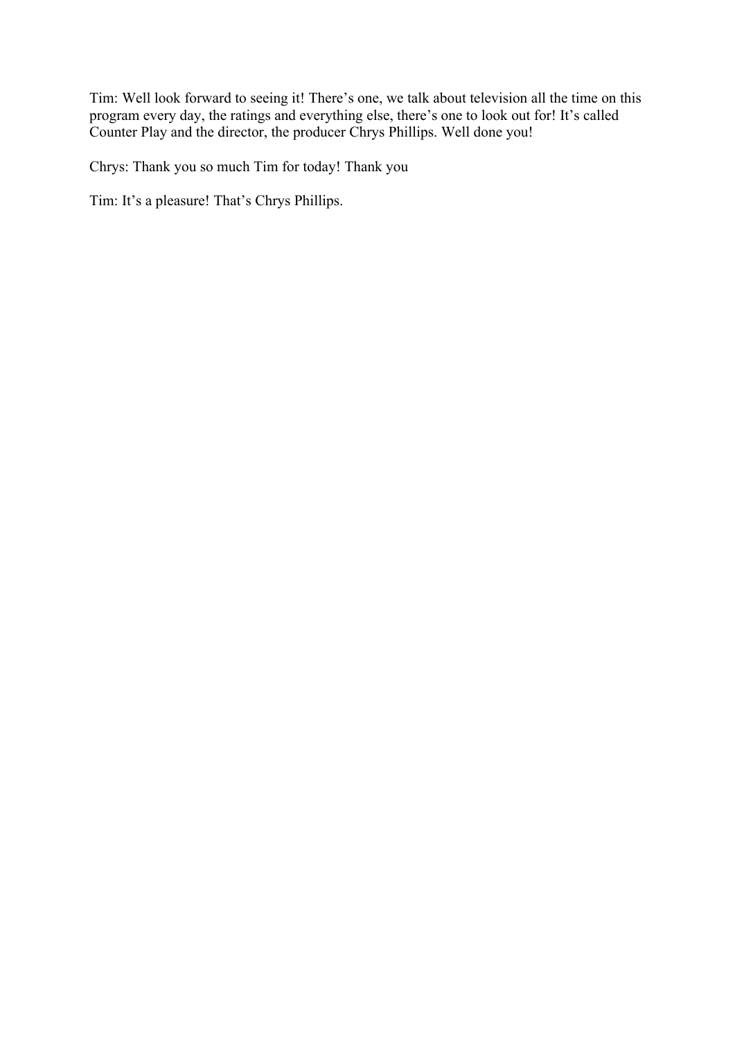Tim: Well look forward to seeing it! There's one, we talk about television all the time on this program every day, the ratings and everything else, there's one to look out for! It's called Counter Play and the director, the producer Chrys Phillips. Well done you!

Chrys: Thank you so much Tim for today! Thank you

Tim: It's a pleasure! That's Chrys Phillips.